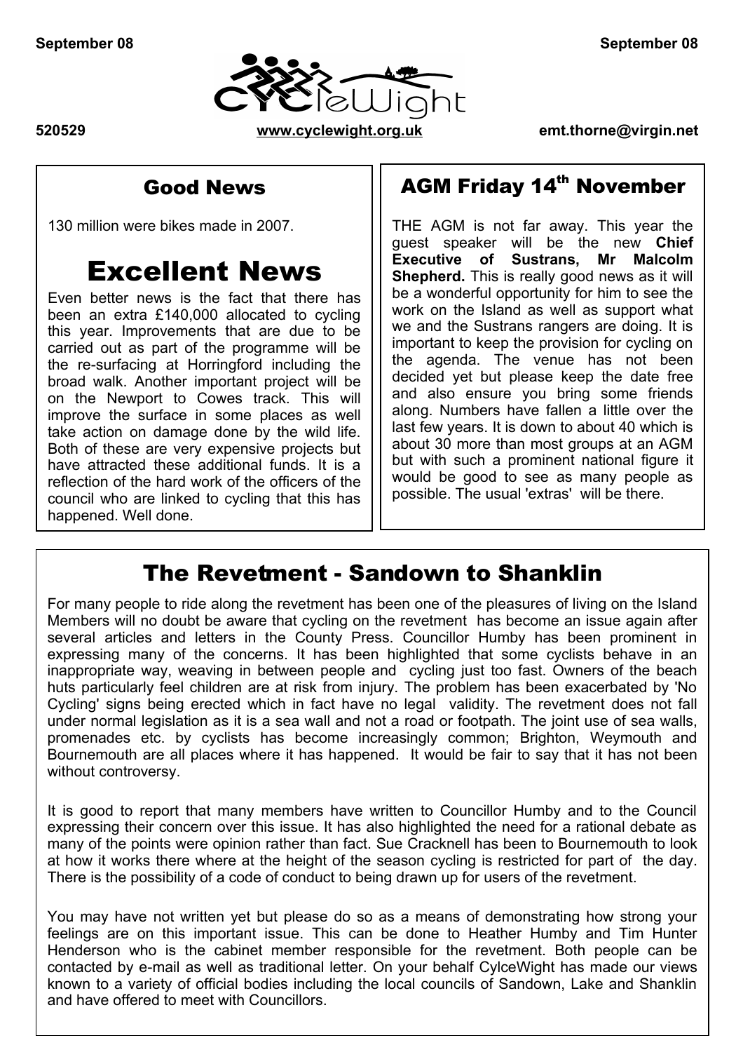September 08

CycleWight

520529 www.cyclewight.org.uk emt.thorne@virgin.net

## Good News

130 million were bikes made in 2007.

# Excellent News

Even better news is the fact that there has been an extra £140,000 allocated to cycling this year. Improvements that are due to be carried out as part of the programme will be the re-surfacing at Horringford including the broad walk. Another important project will be on the Newport to Cowes track. This will improve the surface in some places as well take action on damage done by the wild life. Both of these are very expensive projects but have attracted these additional funds. It is a reflection of the hard work of the officers of the council who are linked to cycling that this has happened. Well done.

## AGM Friday 14th November

THE AGM is not far away. This year the guest speaker will be the new **Chief Executive of Sustrans, Mr Malcolm Shepherd.** This is really good news as it will be a wonderful opportunity for him to see the work on the Island as well as support what we and the Sustrans rangers are doing. It is important to keep the provision for cycling on the agenda. The venue has not been decided yet but please keep the date free and also ensure you bring some friends along. Numbers have fallen a little over the last few years. It is down to about 40 which is about 30 more than most groups at an AGM but with such a prominent national figure it would be good to see as many people as possible. The usual 'extras' will be there.

## The Revetment - Sandown to Shanklin

For many people to ride along the revetment has been one of the pleasures of living on the Island Members will no doubt be aware that cycling on the revetment has become an issue again after several articles and letters in the County Press. Councillor Humby has been prominent in expressing many of the concerns. It has been highlighted that some cyclists behave in an inappropriate way, weaving in between people and cycling just too fast. Owners of the beach huts particularly feel children are at risk from injury. The problem has been exacerbated by 'No Cycling' signs being erected which in fact have no legal validity. The revetment does not fall under normal legislation as it is a sea wall and not a road or footpath. The joint use of sea walls, promenades etc. by cyclists has become increasingly common; Brighton, Weymouth and Bournemouth are all places where it has happened. It would be fair to say that it has not been without controversy.

It is good to report that many members have written to Councillor Humby and to the Council expressing their concern over this issue. It has also highlighted the need for a rational debate as many of the points were opinion rather than fact. Sue Cracknell has been to Bournemouth to look at how it works there where at the height of the season cycling is restricted for part of the day. There is the possibility of a code of conduct to being drawn up for users of the revetment.

You may have not written yet but please do so as a means of demonstrating how strong your feelings are on this important issue. This can be done to Heather Humby and Tim Hunter Henderson who is the cabinet member responsible for the revetment. Both people can be contacted by e-mail as well as traditional letter. On your behalf CylceWight has made our views known to a variety of official bodies including the local councils of Sandown, Lake and Shanklin and have offered to meet with Councillors.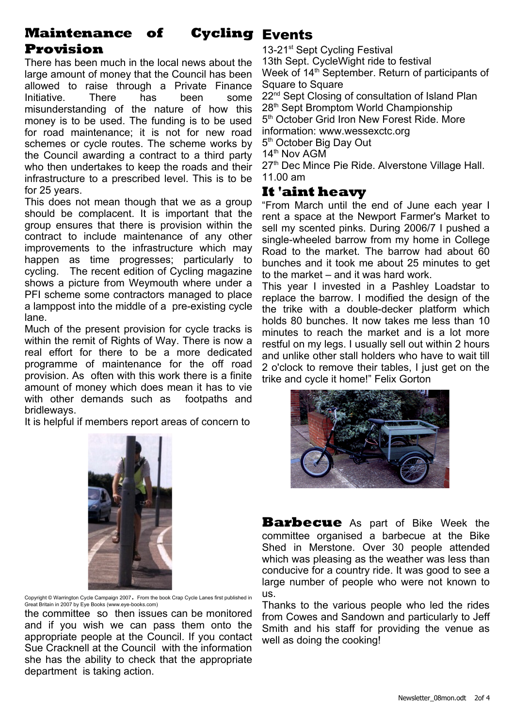## Maintenance of Cycling Provision

There has been much in the local news about the large amount of money that the Council has been allowed to raise through a Private Finance Initiative. There has been some misunderstanding of the nature of how this money is to be used. The funding is to be used for road maintenance; it is not for new road schemes or cycle routes. The scheme works by the Council awarding a contract to a third party who then undertakes to keep the roads and their infrastructure to a prescribed level. This is to be for 25 years.

This does not mean though that we as a group should be complacent. It is important that the group ensures that there is provision within the contract to include maintenance of any other improvements to the infrastructure which may happen as time progresses; particularly to cycling. The recent edition of Cycling magazine shows a picture from Weymouth where under a PFI scheme some contractors managed to place a lamppost into the middle of a pre-existing cycle lane.

Much of the present provision for cycle tracks is within the remit of Rights of Way. There is now a real effort for there to be a more dedicated programme of maintenance for the off road provision. As often with this work there is a finite amount of money which does mean it has to vie with other demands such as footpaths and bridleways.

It is helpful if members report areas of concern to the committee so then issues can be monitored and if you wish we can pass them onto the appropriate people at the Council. If you contact Sue Cracknell at the Council with the information she has the ability to check that the appropriate department is taking action.

Copyright © Warrington Cycle Campaign 2007. From the book Crap Cycle Lanes first published in Great Britain in 2007 by Eye Books (www.eye-books.com)

## Events

13-21st Sept Cycling Festival
13th Sept. CycleWight ride to festival
Week of 14th September. Return of participants of Square to Square
22nd Sept Closing of consultation of Island Plan
28th Sept Bromptom World Championship
5th October Grid Iron New Forest Ride. More information: www.wessexctc.org
5th October Big Day Out
14th Nov AGM
27th Dec Mince Pie Ride. Alverstone Village Hall. 11.00 am

## It 'aint heavy

"From March until the end of June each year I rent a space at the Newport Farmer's Market to sell my scented pinks. During 2006/7 I pushed a single-wheeled barrow from my home in College Road to the market. The barrow had about 60 bunches and it took me about 25 minutes to get to the market – and it was hard work.

This year I invested in a Pashley Loadstar to replace the barrow. I modified the design of the the trike with a double-decker platform which holds 80 bunches. It now takes me less than 10 minutes to reach the market and is a lot more restful on my legs. I usually sell out within 2 hours and unlike other stall holders who have to wait till 2 o'clock to remove their tables, I just get on the trike and cycle it home!" Felix Gorton

**Barbecue** As part of Bike Week the committee organised a barbecue at the Bike Shed in Merstone. Over 30 people attended which was pleasing as the weather was less than conducive for a country ride. It was good to see a large number of people who were not known to us.

Thanks to the various people who led the rides from Cowes and Sandown and particularly to Jeff Smith and his staff for providing the venue as well as doing the cooking!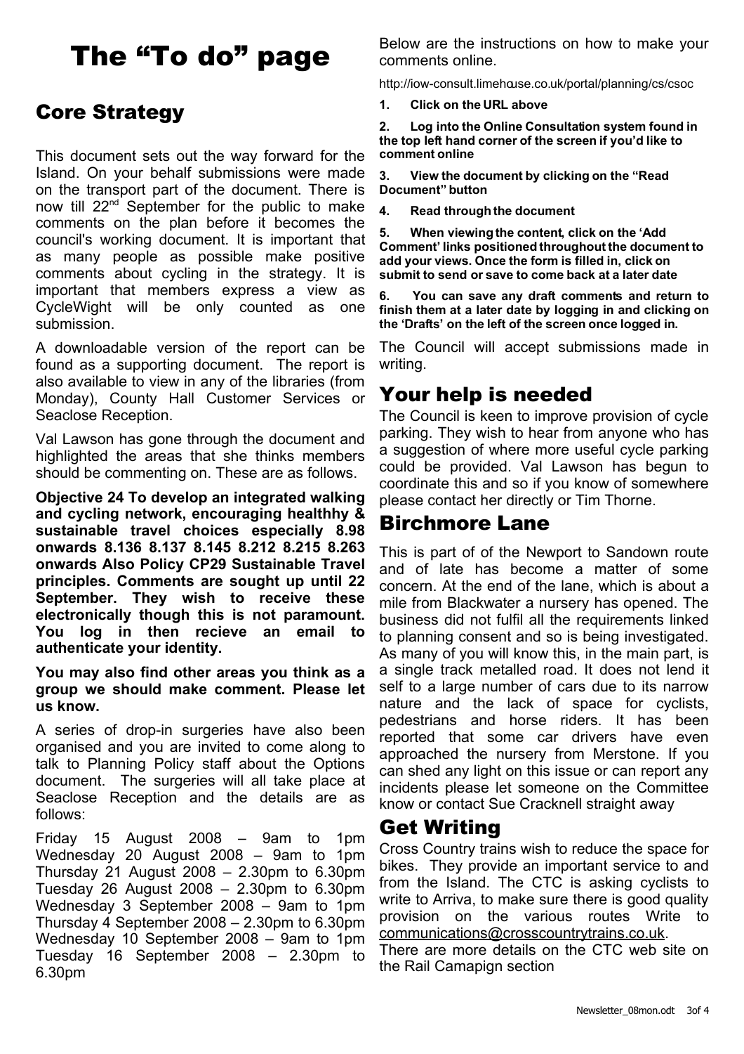# The "To do" page

## Core Strategy

This document sets out the way forward for the Island. On your behalf submissions were made on the transport part of the document. There is now till 22nd September for the public to make comments on the plan before it becomes the council's working document. It is important that as many people as possible make positive comments about cycling in the strategy. It is important that members express a view as CycleWight will be only counted as one submission.

A downloadable version of the report can be found as a supporting document. The report is also available to view in any of the libraries (from Monday), County Hall Customer Services or Seaclose Reception.

Val Lawson has gone through the document and highlighted the areas that she thinks members should be commenting on. These are as follows.

**Objective 24 To develop an integrated walking and cycling network, encouraging healthhy & sustainable travel choices especially 8.98 onwards 8.136 8.137 8.145 8.212 8.215 8.263 onwards Also Policy CP29 Sustainable Travel principles. Comments are sought up until 22 September. They wish to receive these electronically though this is not paramount. You log in then recieve an email to authenticate your identity.**

**You may also find other areas you think as a group we should make comment. Please let us know.**

A series of drop-in surgeries have also been organised and you are invited to come along to talk to Planning Policy staff about the Options document. The surgeries will all take place at Seaclose Reception and the details are as follows:

Friday 15 August 2008 – 9am to 1pm
Wednesday 20 August 2008 – 9am to 1pm
Thursday 21 August 2008 – 2.30pm to 6.30pm
Tuesday 26 August 2008 – 2.30pm to 6.30pm
Wednesday 3 September 2008 – 9am to 1pm
Thursday 4 September 2008 – 2.30pm to 6.30pm
Wednesday 10 September 2008 – 9am to 1pm
Tuesday 16 September 2008 – 2.30pm to 6.30pm

Below are the instructions on how to make your comments online.

http://iow-consult.limehouse.co.uk/portal/planning/cs/csoc

1. **Click on the URL above**
2. **Log into the Online Consultation system found in the top left hand corner of the screen if you'd like to comment online**
3. **View the document by clicking on the "Read Document" button**
4. **Read through the document**
5. **When viewing the content, click on the 'Add Comment' links positioned throughout the document to add your views. Once the form is filled in, click on submit to send or save to come back at a later date**
6. **You can save any draft comments and return to finish them at a later date by logging in and clicking on the 'Drafts' on the left of the screen once logged in.**

The Council will accept submissions made in writing.

## Your help is needed

The Council is keen to improve provision of cycle parking. They wish to hear from anyone who has a suggestion of where more useful cycle parking could be provided. Val Lawson has begun to coordinate this and so if you know of somewhere please contact her directly or Tim Thorne.

## Birchmore Lane

This is part of of the Newport to Sandown route and of late has become a matter of some concern. At the end of the lane, which is about a mile from Blackwater a nursery has opened. The business did not fulfil all the requirements linked to planning consent and so is being investigated. As many of you will know this, in the main part, is a single track metalled road. It does not lend it self to a large number of cars due to its narrow nature and the lack of space for cyclists, pedestrians and horse riders. It has been reported that some car drivers have even approached the nursery from Merstone. If you can shed any light on this issue or can report any incidents please let someone on the Committee know or contact Sue Cracknell straight away

## Get Writing

Cross Country trains wish to reduce the space for bikes. They provide an important service to and from the Island. The CTC is asking cyclists to write to Arriva, to make sure there is good quality provision on the various routes Write to communications@crosscountrytrains.co.uk.

There are more details on the CTC web site on the Rail Camapign section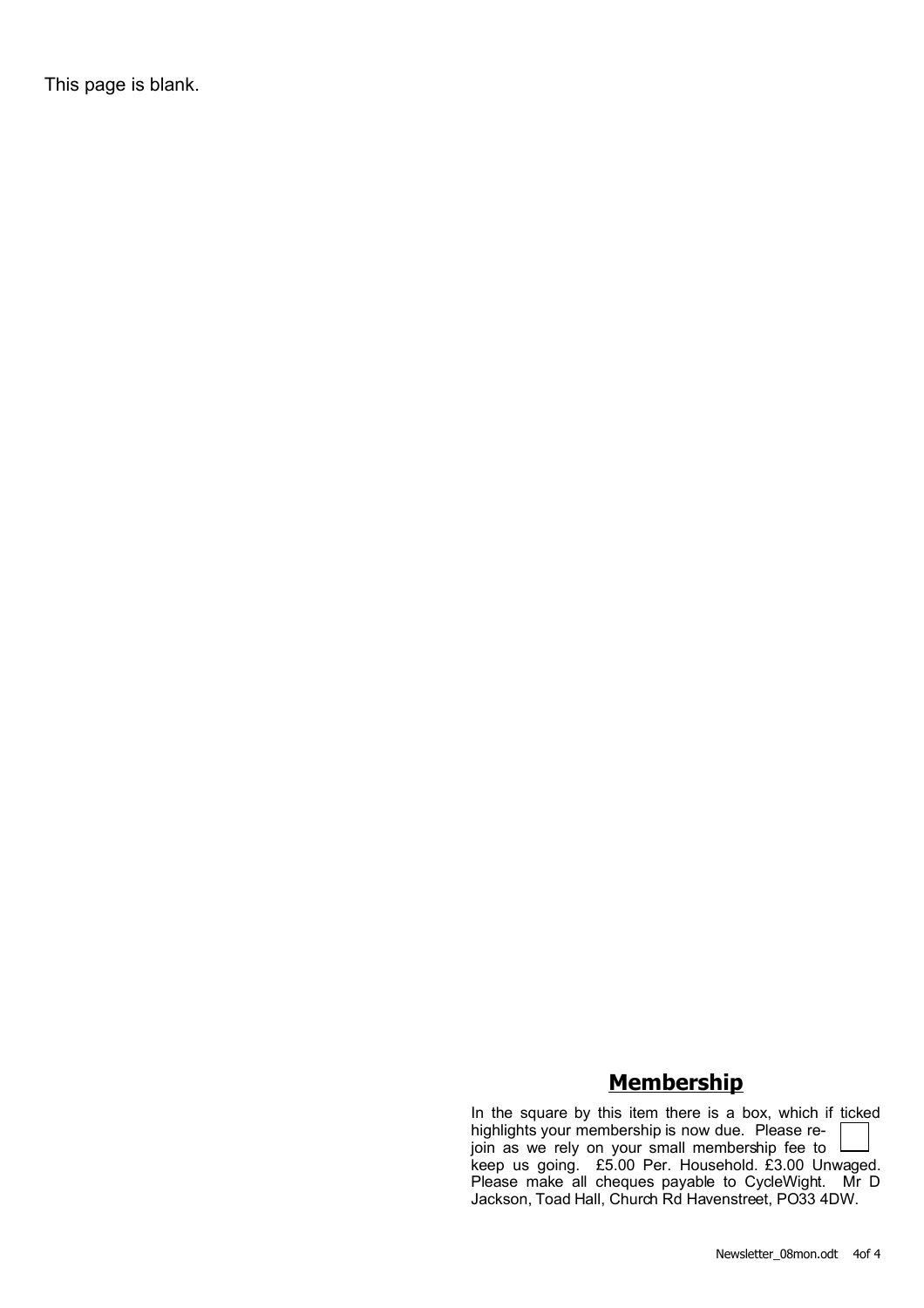This page is blank.

## Membership

In the square by this item there is a box, which if ticked highlights your membership is now due. Please re-join as we rely on your small membership fee to keep us going. £5.00 Per. Household. £3.00 Unwaged. Please make all cheques payable to CycleWight. Mr D Jackson, Toad Hall, Church Rd Havenstreet, PO33 4DW.